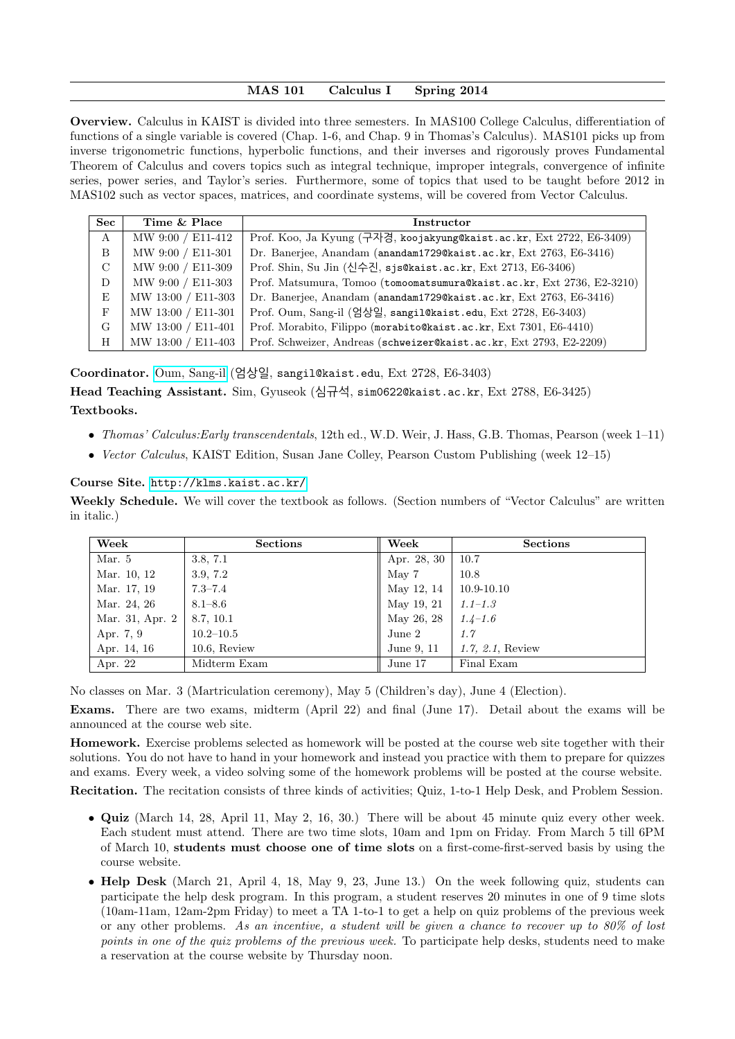# MAS 101    Calculus I    Spring 2014

**Overview.** Calculus in KAIST is divided into three semesters. In MAS100 College Calculus, differentiation of functions of a single variable is covered (Chap. 1-6, and Chap. 9 in Thomas's Calculus). MAS101 picks up from inverse trigonometric functions, hyperbolic functions, and their inverses and rigorously proves Fundamental Theorem of Calculus and covers topics such as integral technique, improper integrals, convergence of infinite series, power series, and Taylor's series. Furthermore, some of topics that used to be taught before 2012 in MAS102 such as vector spaces, matrices, and coordinate systems, will be covered from Vector Calculus.

| Sec | Time & Place | Instructor |
|---|---|---|
| A | MW 9:00 / E11-412 | Prof. Koo, Ja Kyung (구자경, koojakyung@kaist.ac.kr, Ext 2722, E6-3409) |
| B | MW 9:00 / E11-301 | Dr. Banerjee, Anandam (anandam1729@kaist.ac.kr, Ext 2763, E6-3416) |
| C | MW 9:00 / E11-309 | Prof. Shin, Su Jin (신수진, sjs@kaist.ac.kr, Ext 2713, E6-3406) |
| D | MW 9:00 / E11-303 | Prof. Matsumura, Tomoo (tomoomatsumura@kaist.ac.kr, Ext 2736, E2-3210) |
| E | MW 13:00 / E11-303 | Dr. Banerjee, Anandam (anandam1729@kaist.ac.kr, Ext 2763, E6-3416) |
| F | MW 13:00 / E11-301 | Prof. Oum, Sang-il (엄상일, sangil@kaist.edu, Ext 2728, E6-3403) |
| G | MW 13:00 / E11-401 | Prof. Morabito, Filippo (morabito@kaist.ac.kr, Ext 7301, E6-4410) |
| H | MW 13:00 / E11-403 | Prof. Schweizer, Andreas (schweizer@kaist.ac.kr, Ext 2793, E2-2209) |

**Coordinator.** Oum, Sang-il (엄상일, sangil@kaist.edu, Ext 2728, E6-3403)

**Head Teaching Assistant.** Sim, Gyuseok (심규석, sim0622@kaist.ac.kr, Ext 2788, E6-3425)

**Textbooks.**

- *Thomas' Calculus:Early transcendentals*, 12th ed., W.D. Weir, J. Hass, G.B. Thomas, Pearson (week 1–11)
- *Vector Calculus*, KAIST Edition, Susan Jane Colley, Pearson Custom Publishing (week 12–15)

**Course Site.** http://klms.kaist.ac.kr/

**Weekly Schedule.** We will cover the textbook as follows. (Section numbers of "Vector Calculus" are written in italic.)

| Week | Sections | Week | Sections |
|---|---|---|---|
| Mar. 5 | 3.8, 7.1 | Apr. 28, 30 | 10.7 |
| Mar. 10, 12 | 3.9, 7.2 | May 7 | 10.8 |
| Mar. 17, 19 | 7.3–7.4 | May 12, 14 | 10.9-10.10 |
| Mar. 24, 26 | 8.1–8.6 | May 19, 21 | *1.1–1.3* |
| Mar. 31, Apr. 2 | 8.7, 10.1 | May 26, 28 | *1.4–1.6* |
| Apr. 7, 9 | 10.2–10.5 | June 2 | *1.7* |
| Apr. 14, 16 | 10.6, Review | June 9, 11 | *1.7, 2.1*, Review |
| Apr. 22 | Midterm Exam | June 17 | Final Exam |

No classes on Mar. 3 (Martriculation ceremony), May 5 (Children's day), June 4 (Election).

**Exams.** There are two exams, midterm (April 22) and final (June 17). Detail about the exams will be announced at the course web site.

**Homework.** Exercise problems selected as homework will be posted at the course web site together with their solutions. You do not have to hand in your homework and instead you practice with them to prepare for quizzes and exams. Every week, a video solving some of the homework problems will be posted at the course website.

**Recitation.** The recitation consists of three kinds of activities; Quiz, 1-to-1 Help Desk, and Problem Session.

- **Quiz** (March 14, 28, April 11, May 2, 16, 30.) There will be about 45 minute quiz every other week. Each student must attend. There are two time slots, 10am and 1pm on Friday. From March 5 till 6PM of March 10, **students must choose one of time slots** on a first-come-first-served basis by using the course website.
- **Help Desk** (March 21, April 4, 18, May 9, 23, June 13.) On the week following quiz, students can participate the help desk program. In this program, a student reserves 20 minutes in one of 9 time slots (10am-11am, 12am-2pm Friday) to meet a TA 1-to-1 to get a help on quiz problems of the previous week or any other problems. *As an incentive, a student will be given a chance to recover up to 80% of lost points in one of the quiz problems of the previous week.* To participate help desks, students need to make a reservation at the course website by Thursday noon.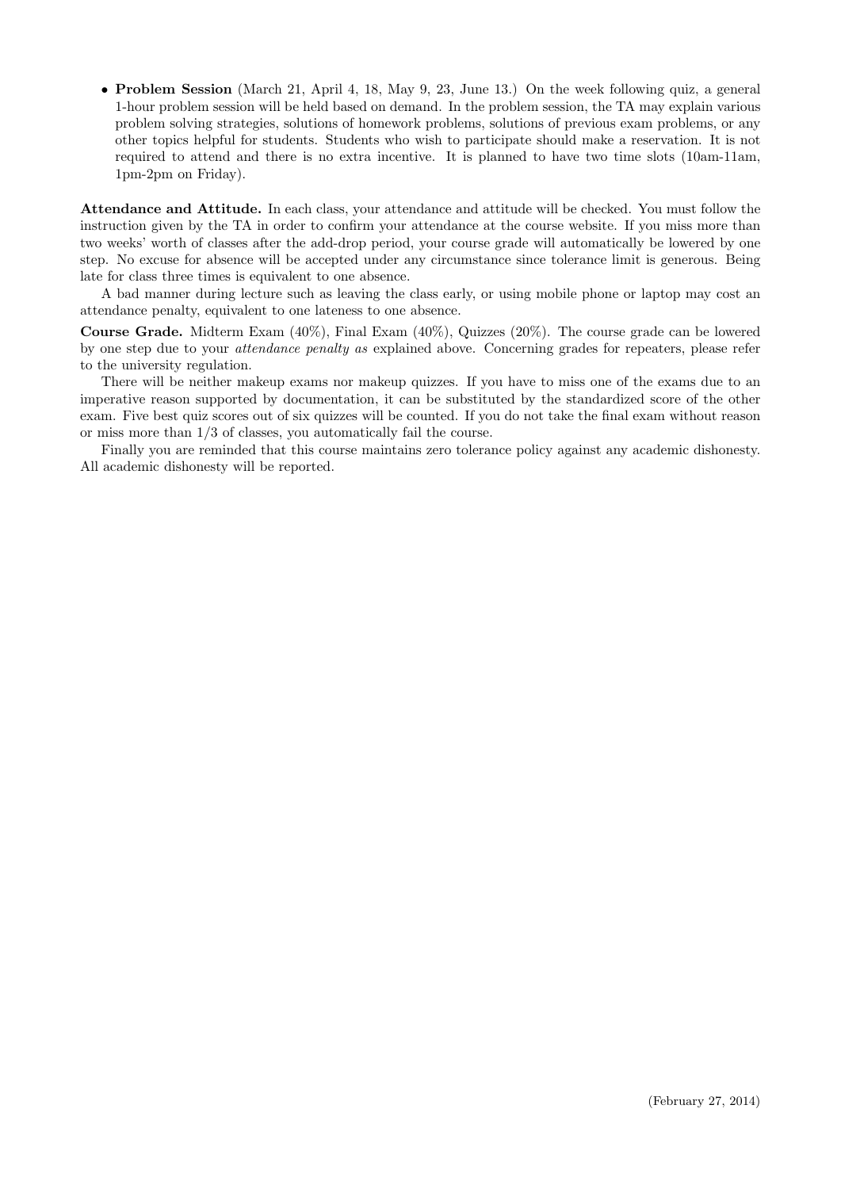- **Problem Session** (March 21, April 4, 18, May 9, 23, June 13.) On the week following quiz, a general 1-hour problem session will be held based on demand. In the problem session, the TA may explain various problem solving strategies, solutions of homework problems, solutions of previous exam problems, or any other topics helpful for students. Students who wish to participate should make a reservation. It is not required to attend and there is no extra incentive. It is planned to have two time slots (10am-11am, 1pm-2pm on Friday).

**Attendance and Attitude.** In each class, your attendance and attitude will be checked. You must follow the instruction given by the TA in order to confirm your attendance at the course website. If you miss more than two weeks' worth of classes after the add-drop period, your course grade will automatically be lowered by one step. No excuse for absence will be accepted under any circumstance since tolerance limit is generous. Being late for class three times is equivalent to one absence.

A bad manner during lecture such as leaving the class early, or using mobile phone or laptop may cost an attendance penalty, equivalent to one lateness to one absence.

**Course Grade.** Midterm Exam (40%), Final Exam (40%), Quizzes (20%). The course grade can be lowered by one step due to your *attendance penalty as* explained above. Concerning grades for repeaters, please refer to the university regulation.

There will be neither makeup exams nor makeup quizzes. If you have to miss one of the exams due to an imperative reason supported by documentation, it can be substituted by the standardized score of the other exam. Five best quiz scores out of six quizzes will be counted. If you do not take the final exam without reason or miss more than 1/3 of classes, you automatically fail the course.

Finally you are reminded that this course maintains zero tolerance policy against any academic dishonesty. All academic dishonesty will be reported.

(February 27, 2014)